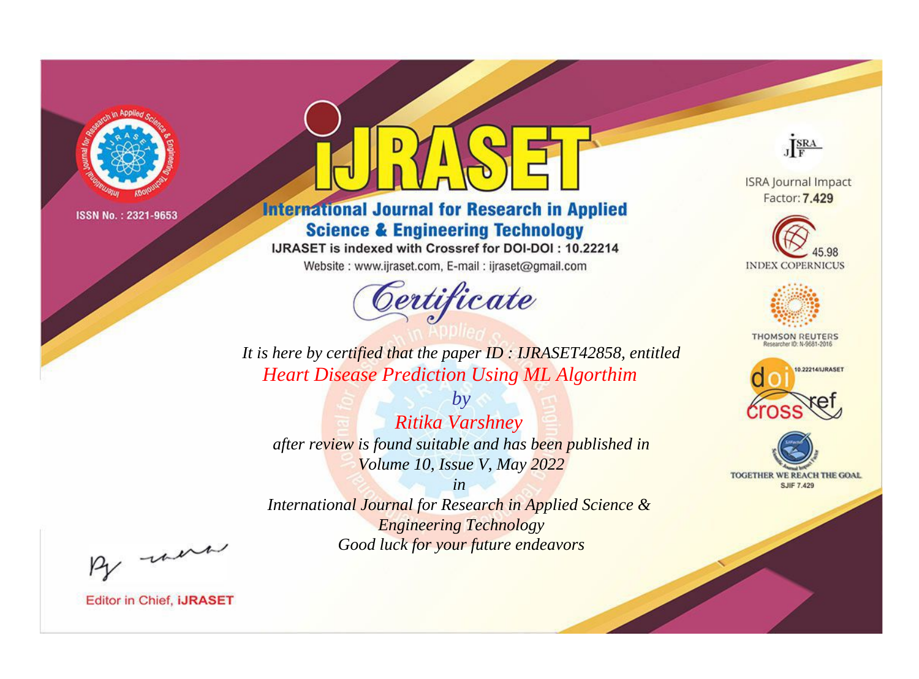ISSN No. : 2321-9653

# iJRASET

## International Journal for Research in Applied Science & Engineering Technology

IJRASET is indexed with Crossref for DOI-DOI : 10.22214

Website : www.ijraset.com, E-mail : ijraset@gmail.com

ISRA Journal Impact Factor: **7.429**

45.98 INDEX COPERNICUS

THOMSON REUTERS Researcher ID: N-9681-2016

10.22214/IJRASET

TOGETHER WE REACH THE GOAL SJIF 7.429

## *Certificate*

*It is here by certified that the paper ID : IJRASET42858, entitled*

*Heart Disease Prediction Using ML Algorthim*

*by*

*Ritika Varshney*

*after review is found suitable and has been published in*

*Volume 10, Issue V, May 2022*

*in*

*International Journal for Research in Applied Science & Engineering Technology*

*Good luck for your future endeavors*

Editor in Chief, **iJRASET**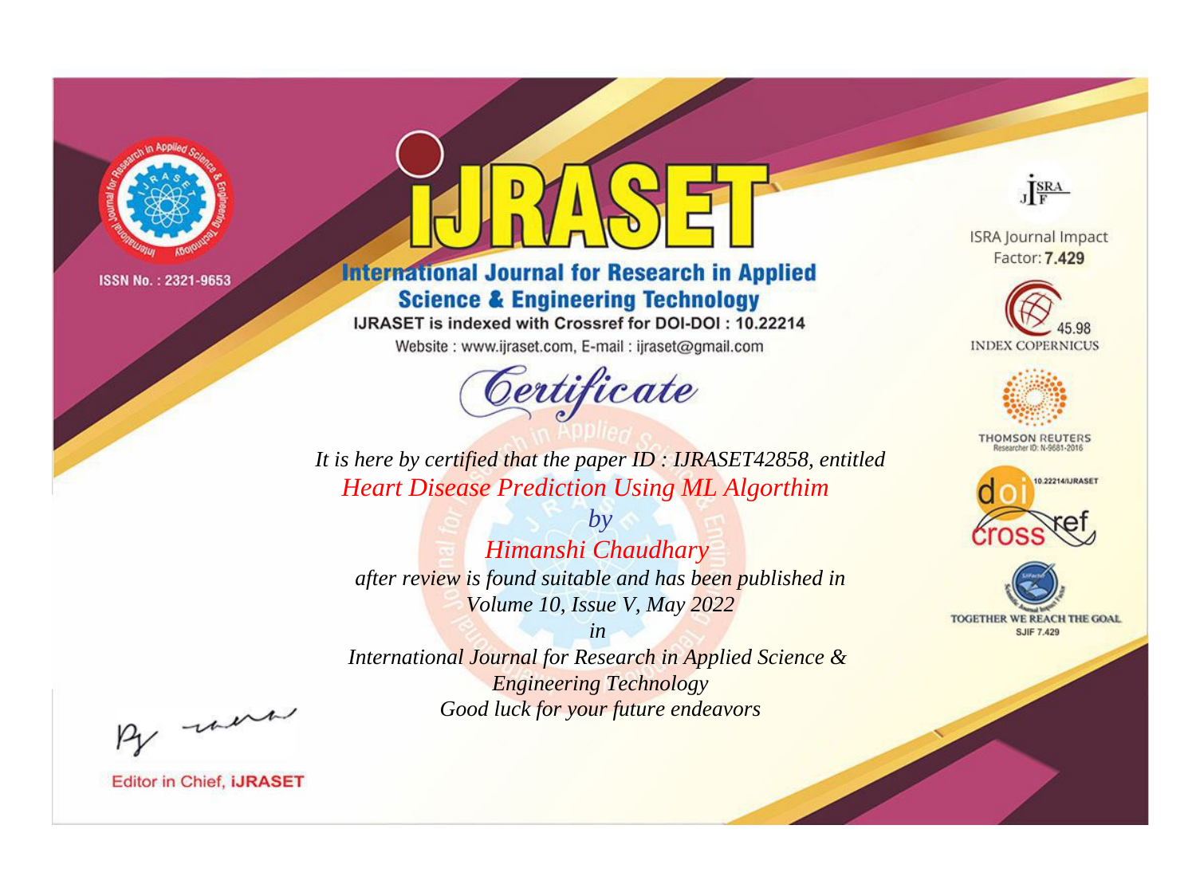ISSN No. : 2321-9653

# iJRASET

## International Journal for Research in Applied Science & Engineering Technology

IJRASET is indexed with Crossref for DOI-DOI : 10.22214

Website : www.ijraset.com, E-mail : ijraset@gmail.com

ISRA Journal Impact Factor: **7.429**

45.98 INDEX COPERNICUS

THOMSON REUTERS Researcher ID: N-9681-2016

10.22214/IJRASET

TOGETHER WE REACH THE GOAL SJIF 7.429

# *Certificate*

*It is here by certified that the paper ID : IJRASET42858, entitled*

*Heart Disease Prediction Using ML Algorthim*

*by*

*Himanshi Chaudhary*

*after review is found suitable and has been published in*

*Volume 10, Issue V, May 2022*

*in*

*International Journal for Research in Applied Science & Engineering Technology*

*Good luck for your future endeavors*

Editor in Chief, **iJRASET**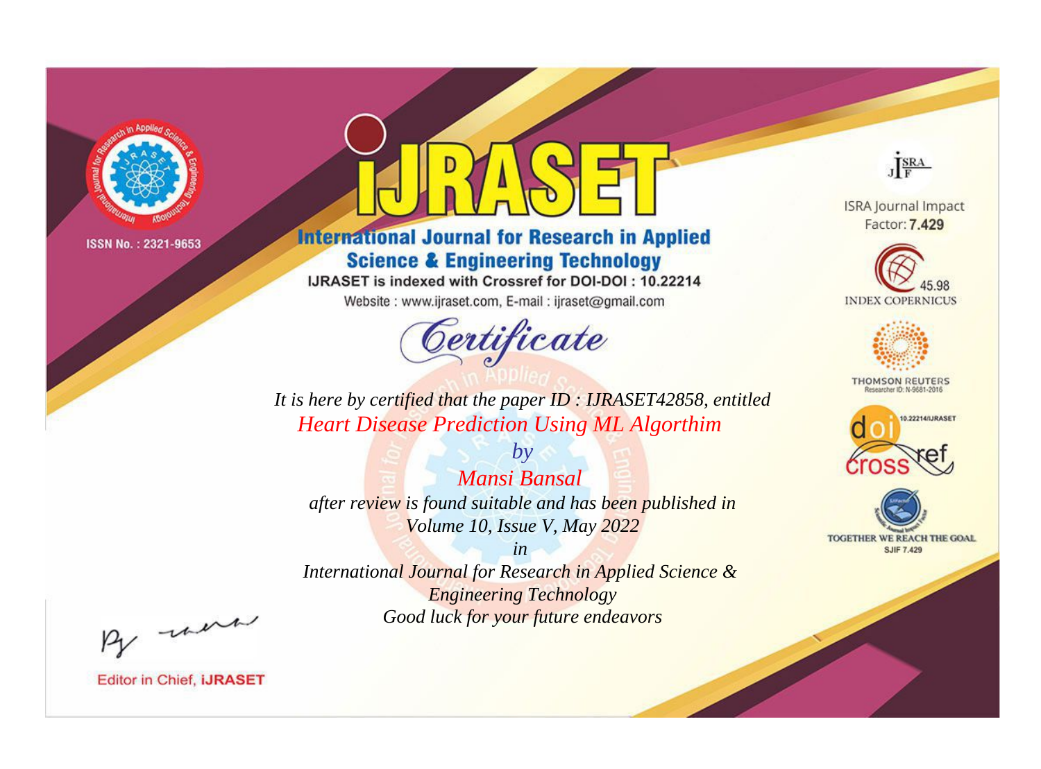ISSN No. : 2321-9653

# iJRASET

## International Journal for Research in Applied Science & Engineering Technology

IJRASET is indexed with Crossref for DOI-DOI : 10.22214

Website : www.ijraset.com, E-mail : ijraset@gmail.com

# *Certificate*

*It is here by certified that the paper ID : IJRASET42858, entitled*

*Heart Disease Prediction Using ML Algorthim*

*by*

*Mansi Bansal*

*after review is found suitable and has been published in*

*Volume 10, Issue V, May 2022*

*in*

*International Journal for Research in Applied Science & Engineering Technology*

*Good luck for your future endeavors*

ISRA Journal Impact Factor: **7.429**

45.98 INDEX COPERNICUS

THOMSON REUTERS Researcher ID: N-9681-2016

10.22214/IJRASET

TOGETHER WE REACH THE GOAL SJIF 7.429

Editor in Chief, **iJRASET**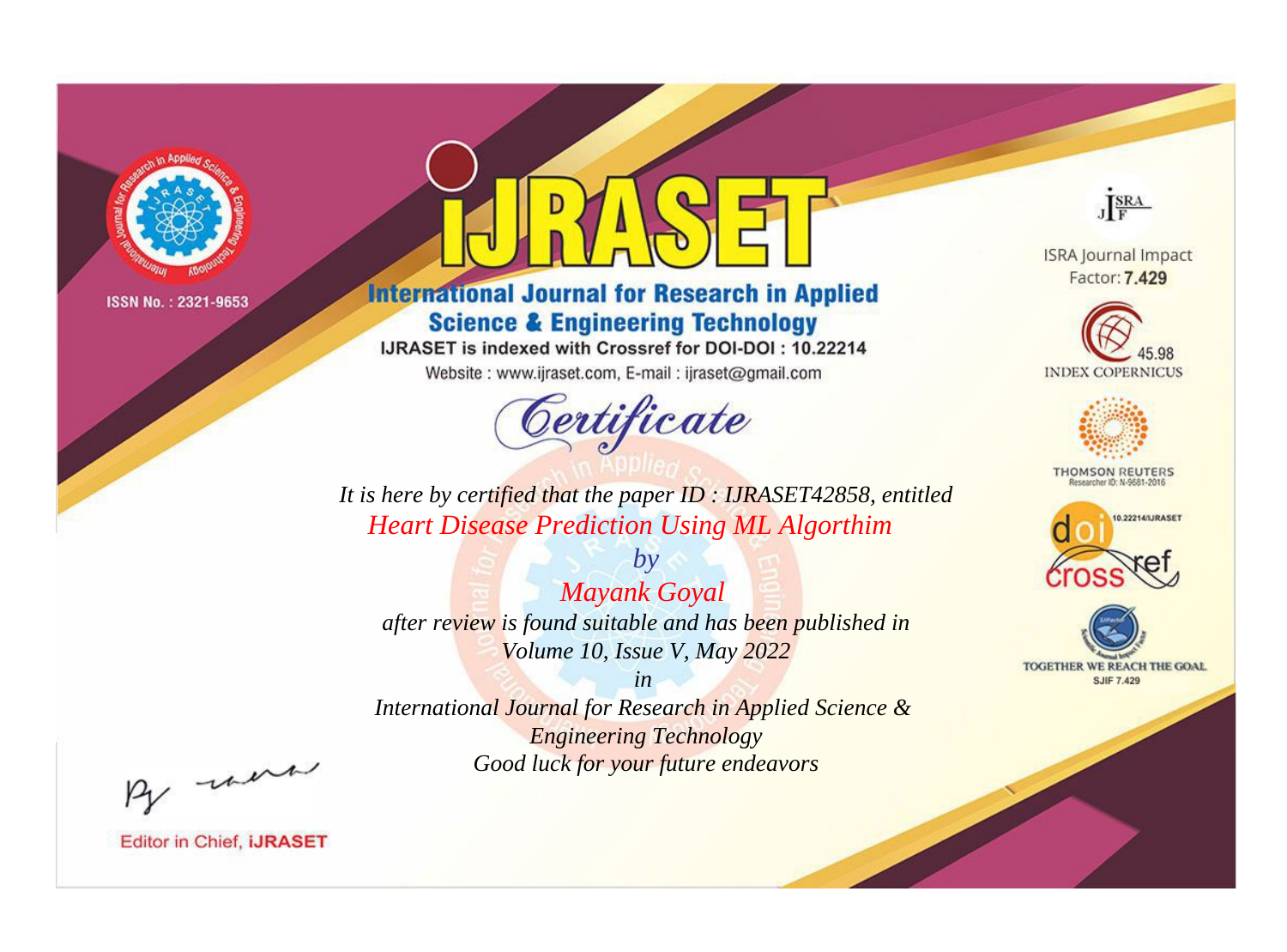ISSN No. : 2321-9653

# IJRASET

## International Journal for Research in Applied Science & Engineering Technology

IJRASET is indexed with Crossref for DOI-DOI : 10.22214

Website : www.ijraset.com, E-mail : ijraset@gmail.com

## Certificate

*It is here by certified that the paper ID : IJRASET42858, entitled*

*Heart Disease Prediction Using ML Algorthim*

*by*

*Mayank Goyal*

*after review is found suitable and has been published in*

*Volume 10, Issue V, May 2022*

*in*

*International Journal for Research in Applied Science & Engineering Technology*

*Good luck for your future endeavors*

ISRA Journal Impact Factor: **7.429**

45.98 INDEX COPERNICUS

THOMSON REUTERS Researcher ID: N-9681-2016

10.22214/IJRASET

TOGETHER WE REACH THE GOAL SJIF 7.429

Editor in Chief, **iJRASET**